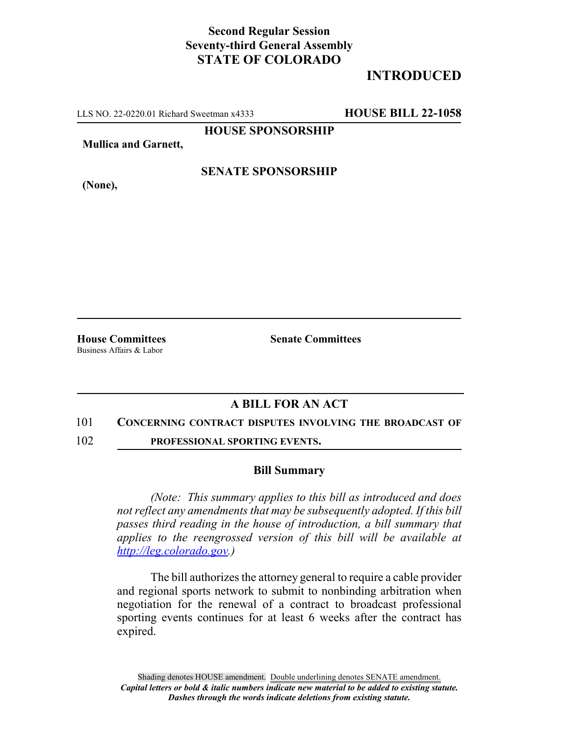**Second Regular Session**
**Seventy-third General Assembly**
**STATE OF COLORADO**

# INTRODUCED

LLS NO. 22-0220.01 Richard Sweetman x4333 **HOUSE BILL 22-1058**

**HOUSE SPONSORSHIP**

**Mullica and Garnett,**

**SENATE SPONSORSHIP**

**(None),**

**House Committees**
Business Affairs & Labor

**Senate Committees**

## A BILL FOR AN ACT

101 **CONCERNING CONTRACT DISPUTES INVOLVING THE BROADCAST OF**
102 **PROFESSIONAL SPORTING EVENTS.**

### Bill Summary

*(Note: This summary applies to this bill as introduced and does not reflect any amendments that may be subsequently adopted. If this bill passes third reading in the house of introduction, a bill summary that applies to the reengrossed version of this bill will be available at http://leg.colorado.gov.)*

The bill authorizes the attorney general to require a cable provider and regional sports network to submit to nonbinding arbitration when negotiation for the renewal of a contract to broadcast professional sporting events continues for at least 6 weeks after the contract has expired.

Shading denotes HOUSE amendment. Double underlining denotes SENATE amendment.
*Capital letters or bold & italic numbers indicate new material to be added to existing statute.*
*Dashes through the words indicate deletions from existing statute.*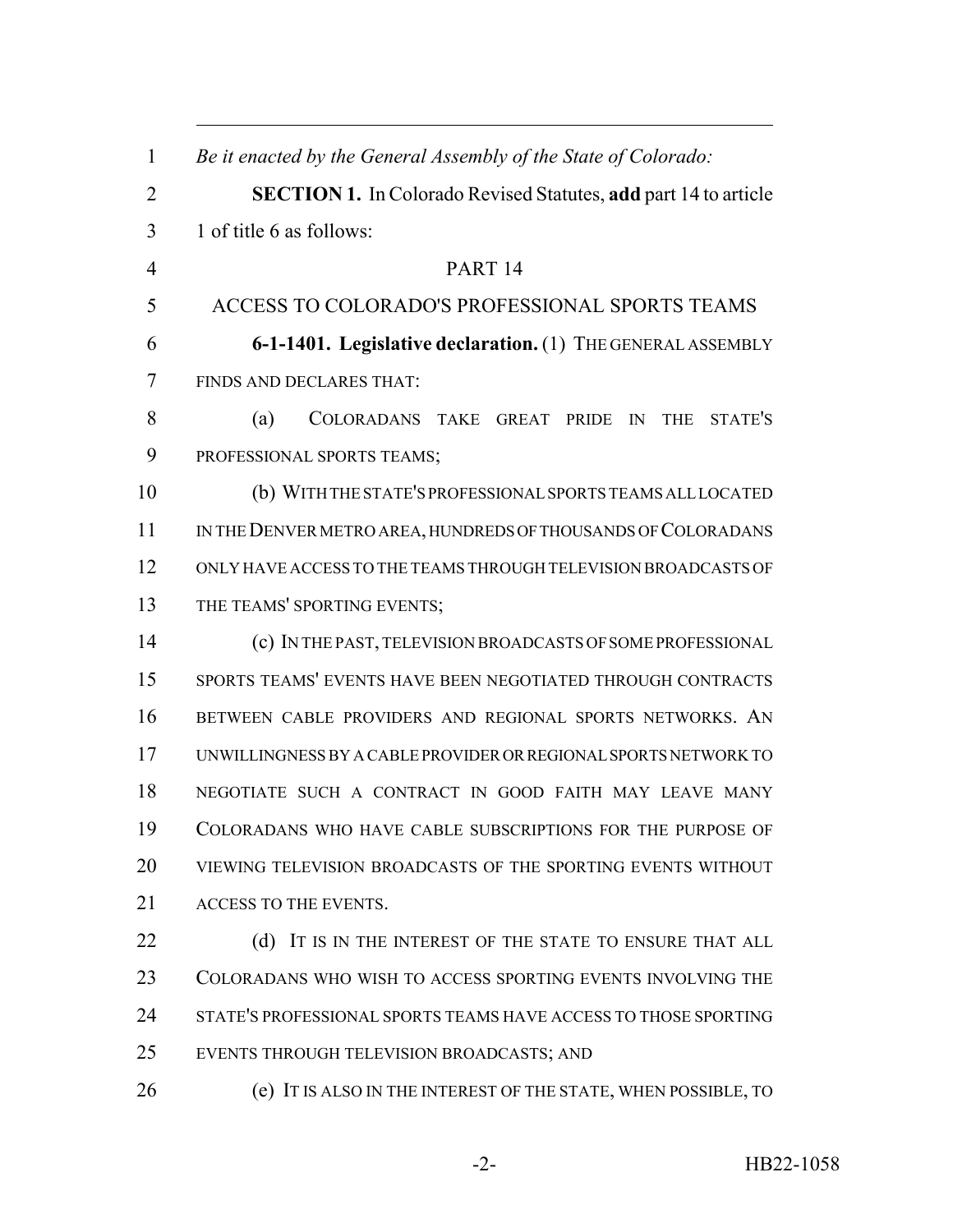*Be it enacted by the General Assembly of the State of Colorado:*

**SECTION 1.** In Colorado Revised Statutes, **add** part 14 to article 1 of title 6 as follows:

PART 14

ACCESS TO COLORADO'S PROFESSIONAL SPORTS TEAMS

**6-1-1401. Legislative declaration.** (1) THE GENERAL ASSEMBLY FINDS AND DECLARES THAT:

(a) COLORADANS TAKE GREAT PRIDE IN THE STATE'S PROFESSIONAL SPORTS TEAMS;

(b) WITH THE STATE'S PROFESSIONAL SPORTS TEAMS ALL LOCATED IN THE DENVER METRO AREA, HUNDREDS OF THOUSANDS OF COLORADANS ONLY HAVE ACCESS TO THE TEAMS THROUGH TELEVISION BROADCASTS OF THE TEAMS' SPORTING EVENTS;

(c) IN THE PAST, TELEVISION BROADCASTS OF SOME PROFESSIONAL SPORTS TEAMS' EVENTS HAVE BEEN NEGOTIATED THROUGH CONTRACTS BETWEEN CABLE PROVIDERS AND REGIONAL SPORTS NETWORKS. AN UNWILLINGNESS BY A CABLE PROVIDER OR REGIONAL SPORTS NETWORK TO NEGOTIATE SUCH A CONTRACT IN GOOD FAITH MAY LEAVE MANY COLORADANS WHO HAVE CABLE SUBSCRIPTIONS FOR THE PURPOSE OF VIEWING TELEVISION BROADCASTS OF THE SPORTING EVENTS WITHOUT ACCESS TO THE EVENTS.

(d) IT IS IN THE INTEREST OF THE STATE TO ENSURE THAT ALL COLORADANS WHO WISH TO ACCESS SPORTING EVENTS INVOLVING THE STATE'S PROFESSIONAL SPORTS TEAMS HAVE ACCESS TO THOSE SPORTING EVENTS THROUGH TELEVISION BROADCASTS; AND

(e) IT IS ALSO IN THE INTEREST OF THE STATE, WHEN POSSIBLE, TO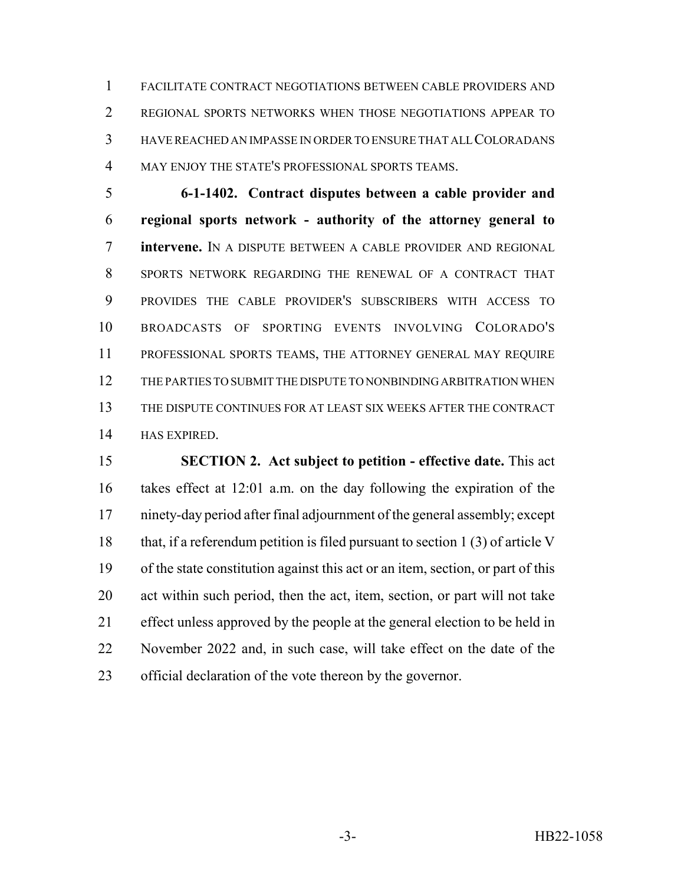FACILITATE CONTRACT NEGOTIATIONS BETWEEN CABLE PROVIDERS AND REGIONAL SPORTS NETWORKS WHEN THOSE NEGOTIATIONS APPEAR TO HAVE REACHED AN IMPASSE IN ORDER TO ENSURE THAT ALL COLORADANS MAY ENJOY THE STATE'S PROFESSIONAL SPORTS TEAMS.

**6-1-1402. Contract disputes between a cable provider and regional sports network - authority of the attorney general to intervene.** IN A DISPUTE BETWEEN A CABLE PROVIDER AND REGIONAL SPORTS NETWORK REGARDING THE RENEWAL OF A CONTRACT THAT PROVIDES THE CABLE PROVIDER'S SUBSCRIBERS WITH ACCESS TO BROADCASTS OF SPORTING EVENTS INVOLVING COLORADO'S PROFESSIONAL SPORTS TEAMS, THE ATTORNEY GENERAL MAY REQUIRE THE PARTIES TO SUBMIT THE DISPUTE TO NONBINDING ARBITRATION WHEN THE DISPUTE CONTINUES FOR AT LEAST SIX WEEKS AFTER THE CONTRACT HAS EXPIRED.

**SECTION 2. Act subject to petition - effective date.** This act takes effect at 12:01 a.m. on the day following the expiration of the ninety-day period after final adjournment of the general assembly; except that, if a referendum petition is filed pursuant to section 1 (3) of article V of the state constitution against this act or an item, section, or part of this act within such period, then the act, item, section, or part will not take effect unless approved by the people at the general election to be held in November 2022 and, in such case, will take effect on the date of the official declaration of the vote thereon by the governor.